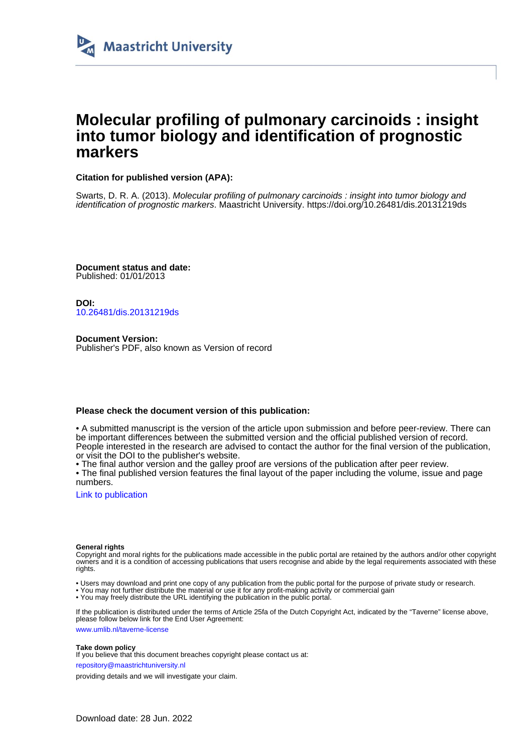Maastricht University

# Molecular profiling of pulmonary carcinoids : insight into tumor biology and identification of prognostic markers

**Citation for published version (APA):**

Swarts, D. R. A. (2013). *Molecular profiling of pulmonary carcinoids : insight into tumor biology and identification of prognostic markers*. Maastricht University. https://doi.org/10.26481/dis.20131219ds

**Document status and date:**
Published: 01/01/2013

**DOI:**
10.26481/dis.20131219ds

**Document Version:**
Publisher's PDF, also known as Version of record

**Please check the document version of this publication:**

• A submitted manuscript is the version of the article upon submission and before peer-review. There can be important differences between the submitted version and the official published version of record. People interested in the research are advised to contact the author for the final version of the publication, or visit the DOI to the publisher's website.
• The final author version and the galley proof are versions of the publication after peer review.
• The final published version features the final layout of the paper including the volume, issue and page numbers.

Link to publication

**General rights**
Copyright and moral rights for the publications made accessible in the public portal are retained by the authors and/or other copyright owners and it is a condition of accessing publications that users recognise and abide by the legal requirements associated with these rights.

• Users may download and print one copy of any publication from the public portal for the purpose of private study or research.
• You may not further distribute the material or use it for any profit-making activity or commercial gain
• You may freely distribute the URL identifying the publication in the public portal.

If the publication is distributed under the terms of Article 25fa of the Dutch Copyright Act, indicated by the "Taverne" license above, please follow below link for the End User Agreement:

www.umlib.nl/taverne-license

**Take down policy**
If you believe that this document breaches copyright please contact us at:

repository@maastrichtuniversity.nl

providing details and we will investigate your claim.

Download date: 28 Jun. 2022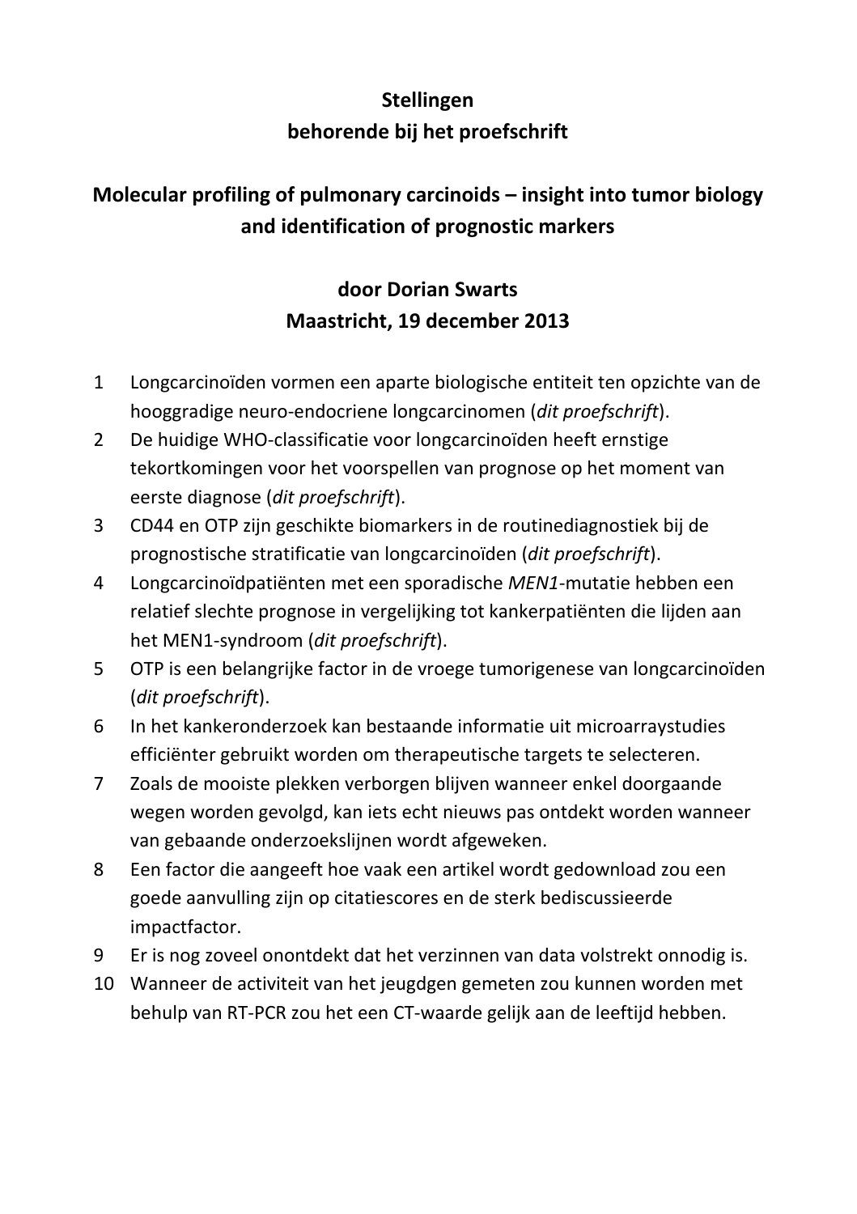**Stellingen**
**behorende bij het proefschrift**

**Molecular profiling of pulmonary carcinoids – insight into tumor biology and identification of prognostic markers**

**door Dorian Swarts**
**Maastricht, 19 december 2013**

1. Longcarcinoïden vormen een aparte biologische entiteit ten opzichte van de hooggradige neuro-endocriene longcarcinomen (*dit proefschrift*).
2. De huidige WHO-classificatie voor longcarcinoïden heeft ernstige tekortkomingen voor het voorspellen van prognose op het moment van eerste diagnose (*dit proefschrift*).
3. CD44 en OTP zijn geschikte biomarkers in de routinediagnostiek bij de prognostische stratificatie van longcarcinoïden (*dit proefschrift*).
4. Longcarcinoïdpatiënten met een sporadische *MEN1*-mutatie hebben een relatief slechte prognose in vergelijking tot kankerpatiënten die lijden aan het MEN1-syndroom (*dit proefschrift*).
5. OTP is een belangrijke factor in de vroege tumorigenese van longcarcinoïden (*dit proefschrift*).
6. In het kankeronderzoek kan bestaande informatie uit microarraystudies efficiënter gebruikt worden om therapeutische targets te selecteren.
7. Zoals de mooiste plekken verborgen blijven wanneer enkel doorgaande wegen worden gevolgd, kan iets echt nieuws pas ontdekt worden wanneer van gebaande onderzoekslijnen wordt afgeweken.
8. Een factor die aangeeft hoe vaak een artikel wordt gedownload zou een goede aanvulling zijn op citatiescores en de sterk bediscussieerde impactfactor.
9. Er is nog zoveel onontdekt dat het verzinnen van data volstrekt onnodig is.
10. Wanneer de activiteit van het jeugdgen gemeten zou kunnen worden met behulp van RT-PCR zou het een CT-waarde gelijk aan de leeftijd hebben.